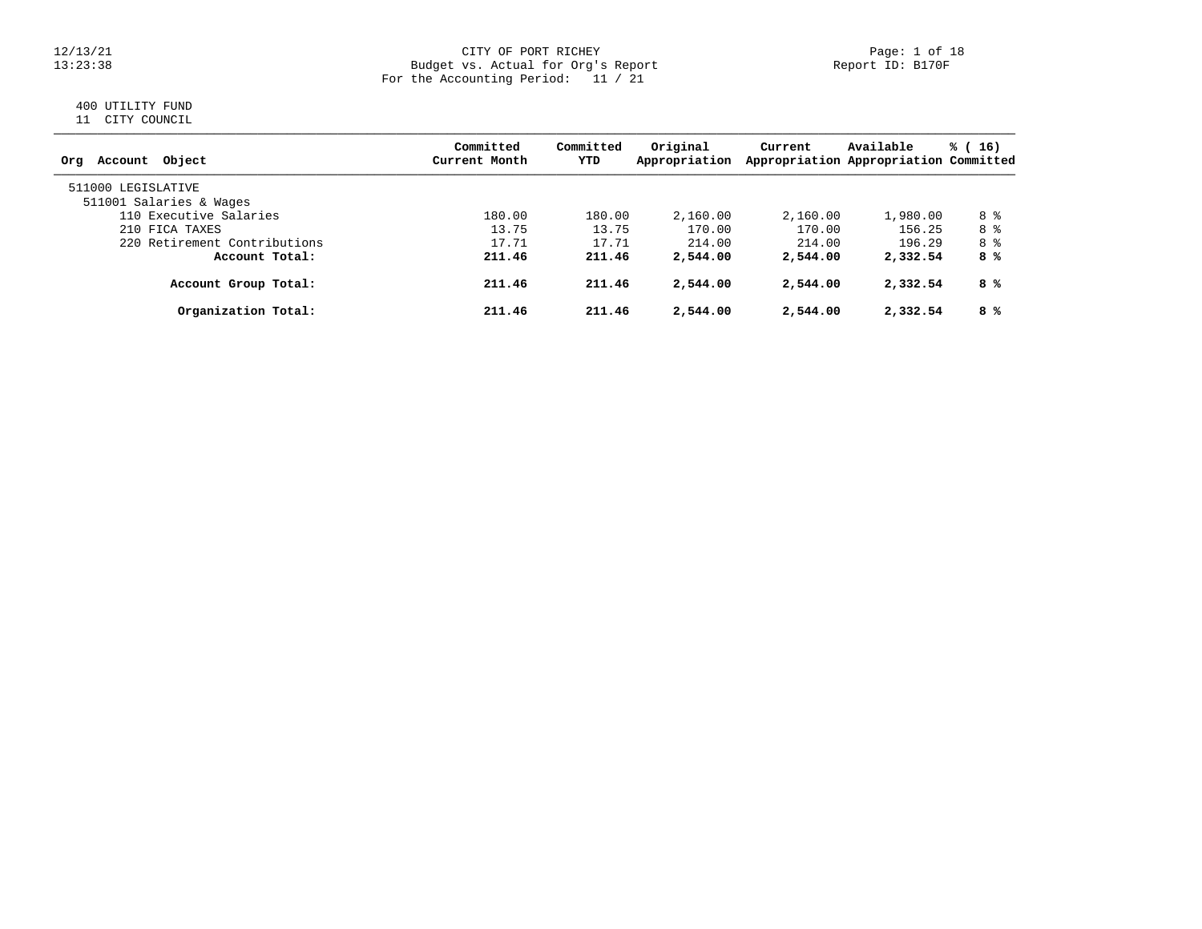CITY OF PORT RICHEY
Budget vs. Actual for Org's Report
For the Accounting Period: 11 / 21

12/13/21
13:23:38

Report ID: B170F

400 UTILITY FUND
11 CITY COUNCIL

| Org Account Object | Committed Current Month | Committed YTD | Original Appropriation | Current Appropriation | Available Appropriation | % ( 16) Committed |
|---|---|---|---|---|---|---|
| 511000 LEGISLATIVE | | | | | | |
| 511001 Salaries & Wages | | | | | | |
| 110 Executive Salaries | 180.00 | 180.00 | 2,160.00 | 2,160.00 | 1,980.00 | 8 % |
| 210 FICA TAXES | 13.75 | 13.75 | 170.00 | 170.00 | 156.25 | 8 % |
| 220 Retirement Contributions | 17.71 | 17.71 | 214.00 | 214.00 | 196.29 | 8 % |
| **Account Total:** | **211.46** | **211.46** | **2,544.00** | **2,544.00** | **2,332.54** | **8 %** |
| **Account Group Total:** | **211.46** | **211.46** | **2,544.00** | **2,544.00** | **2,332.54** | **8 %** |
| **Organization Total:** | **211.46** | **211.46** | **2,544.00** | **2,544.00** | **2,332.54** | **8 %** |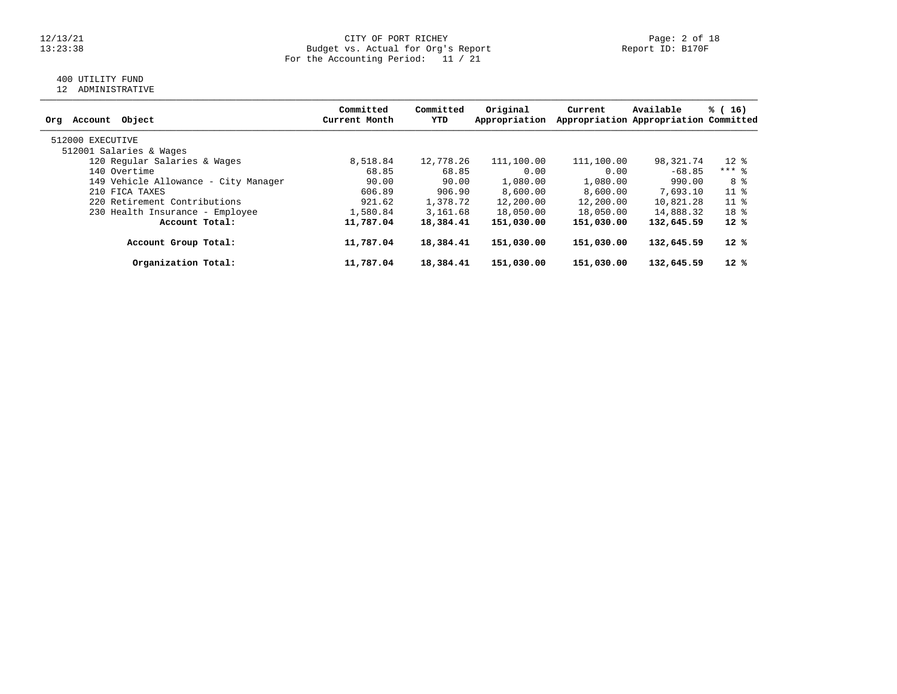CITY OF PORT RICHEY
Budget vs. Actual for Org's Report
For the Accounting Period: 11 / 21

400 UTILITY FUND
12 ADMINISTRATIVE

| Org Account Object | Committed Current Month | Committed YTD | Original Appropriation | Current Appropriation | Available Appropriation | % ( 16) Committed |
|---|---|---|---|---|---|---|
| 512000 EXECUTIVE | | | | | | |
| 512001 Salaries & Wages | | | | | | |
| 120 Regular Salaries & Wages | 8,518.84 | 12,778.26 | 111,100.00 | 111,100.00 | 98,321.74 | 12 % |
| 140 Overtime | 68.85 | 68.85 | 0.00 | 0.00 | -68.85 | *** % |
| 149 Vehicle Allowance - City Manager | 90.00 | 90.00 | 1,080.00 | 1,080.00 | 990.00 | 8 % |
| 210 FICA TAXES | 606.89 | 906.90 | 8,600.00 | 8,600.00 | 7,693.10 | 11 % |
| 220 Retirement Contributions | 921.62 | 1,378.72 | 12,200.00 | 12,200.00 | 10,821.28 | 11 % |
| 230 Health Insurance - Employee | 1,580.84 | 3,161.68 | 18,050.00 | 18,050.00 | 14,888.32 | 18 % |
| **Account Total:** | **11,787.04** | **18,384.41** | **151,030.00** | **151,030.00** | **132,645.59** | **12 %** |
| **Account Group Total:** | **11,787.04** | **18,384.41** | **151,030.00** | **151,030.00** | **132,645.59** | **12 %** |
| **Organization Total:** | **11,787.04** | **18,384.41** | **151,030.00** | **151,030.00** | **132,645.59** | **12 %** |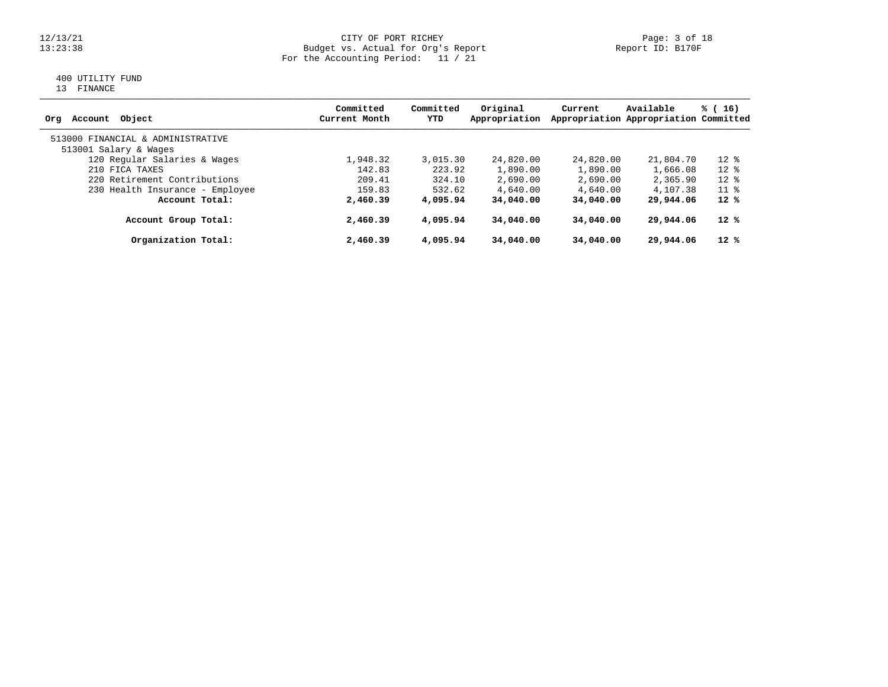CITY OF PORT RICHEY
Budget vs. Actual for Org's Report
For the Accounting Period: 11 / 21

Report ID: B170F

400 UTILITY FUND
13 FINANCE

| Org Account Object | Committed Current Month | Committed YTD | Original Appropriation | Current Appropriation | Available Appropriation | % ( 16) Committed |
|---|---|---|---|---|---|---|
| 513000 FINANCIAL & ADMINISTRATIVE | | | | | | |
| 513001 Salary & Wages | | | | | | |
| 120 Regular Salaries & Wages | 1,948.32 | 3,015.30 | 24,820.00 | 24,820.00 | 21,804.70 | 12 % |
| 210 FICA TAXES | 142.83 | 223.92 | 1,890.00 | 1,890.00 | 1,666.08 | 12 % |
| 220 Retirement Contributions | 209.41 | 324.10 | 2,690.00 | 2,690.00 | 2,365.90 | 12 % |
| 230 Health Insurance - Employee | 159.83 | 532.62 | 4,640.00 | 4,640.00 | 4,107.38 | 11 % |
| **Account Total:** | **2,460.39** | **4,095.94** | **34,040.00** | **34,040.00** | **29,944.06** | **12 %** |
| **Account Group Total:** | **2,460.39** | **4,095.94** | **34,040.00** | **34,040.00** | **29,944.06** | **12 %** |
| **Organization Total:** | **2,460.39** | **4,095.94** | **34,040.00** | **34,040.00** | **29,944.06** | **12 %** |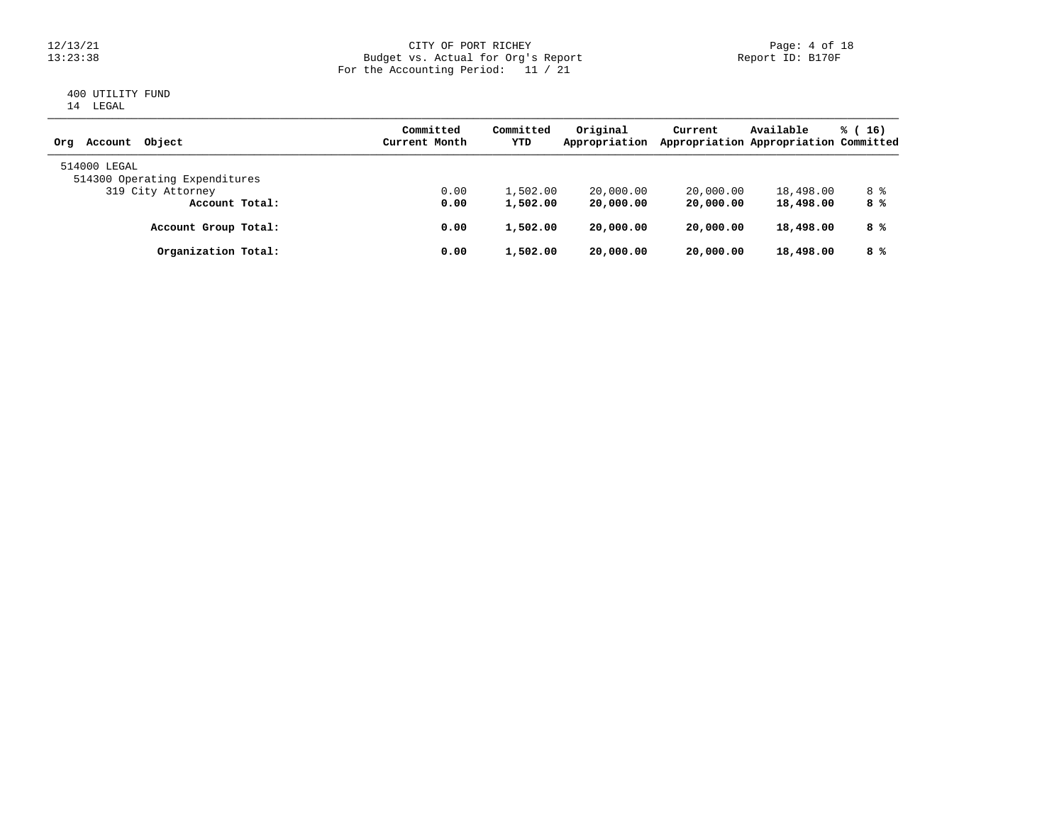CITY OF PORT RICHEY
Budget vs. Actual for Org's Report
For the Accounting Period: 11 / 21

Report ID: B170F

12/13/21
13:23:38

400 UTILITY FUND
14 LEGAL

| Org Account Object | Committed Current Month | Committed YTD | Original Appropriation | Current Appropriation | Available Appropriation | % ( 16) Committed |
|---|---|---|---|---|---|---|
| 514000 LEGAL | | | | | | |
| 514300 Operating Expenditures | | | | | | |
| 319 City Attorney | 0.00 | 1,502.00 | 20,000.00 | 20,000.00 | 18,498.00 | 8 % |
| **Account Total:** | **0.00** | **1,502.00** | **20,000.00** | **20,000.00** | **18,498.00** | **8 %** |
| **Account Group Total:** | **0.00** | **1,502.00** | **20,000.00** | **20,000.00** | **18,498.00** | **8 %** |
| **Organization Total:** | **0.00** | **1,502.00** | **20,000.00** | **20,000.00** | **18,498.00** | **8 %** |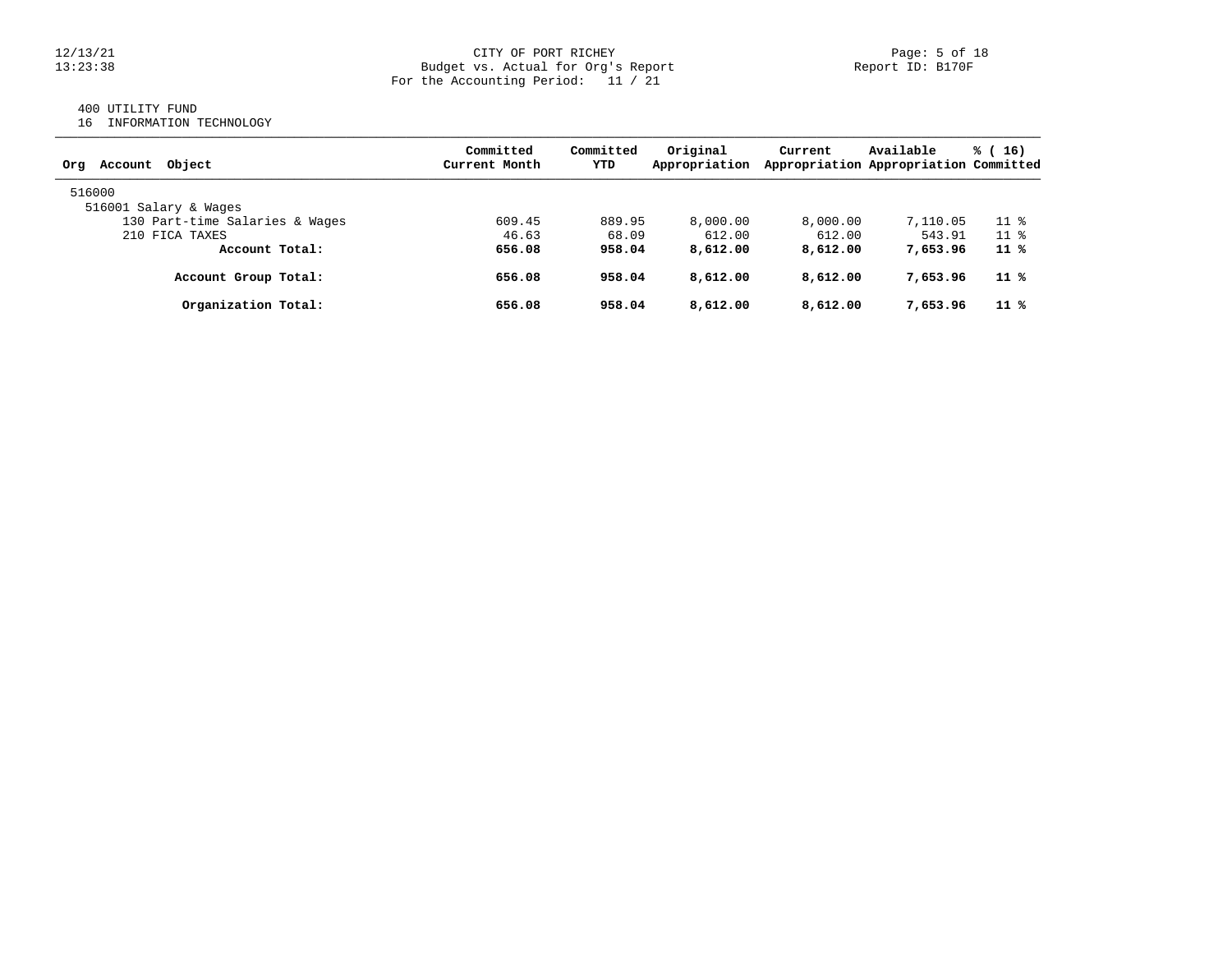CITY OF PORT RICHEY
Budget vs. Actual for Org's Report
For the Accounting Period: 11 / 21

12/13/21
13:23:38

Report ID: B170F

400 UTILITY FUND
16 INFORMATION TECHNOLOGY

| Org Account Object | Committed Current Month | Committed YTD | Original Appropriation | Current Appropriation | Available Appropriation | % ( 16) Committed |
|---|---|---|---|---|---|---|
| 516000 | | | | | | |
| 516001 Salary & Wages | | | | | | |
| 130 Part-time Salaries & Wages | 609.45 | 889.95 | 8,000.00 | 8,000.00 | 7,110.05 | 11 % |
| 210 FICA TAXES | 46.63 | 68.09 | 612.00 | 612.00 | 543.91 | 11 % |
| **Account Total:** | **656.08** | **958.04** | **8,612.00** | **8,612.00** | **7,653.96** | **11 %** |
| **Account Group Total:** | **656.08** | **958.04** | **8,612.00** | **8,612.00** | **7,653.96** | **11 %** |
| **Organization Total:** | **656.08** | **958.04** | **8,612.00** | **8,612.00** | **7,653.96** | **11 %** |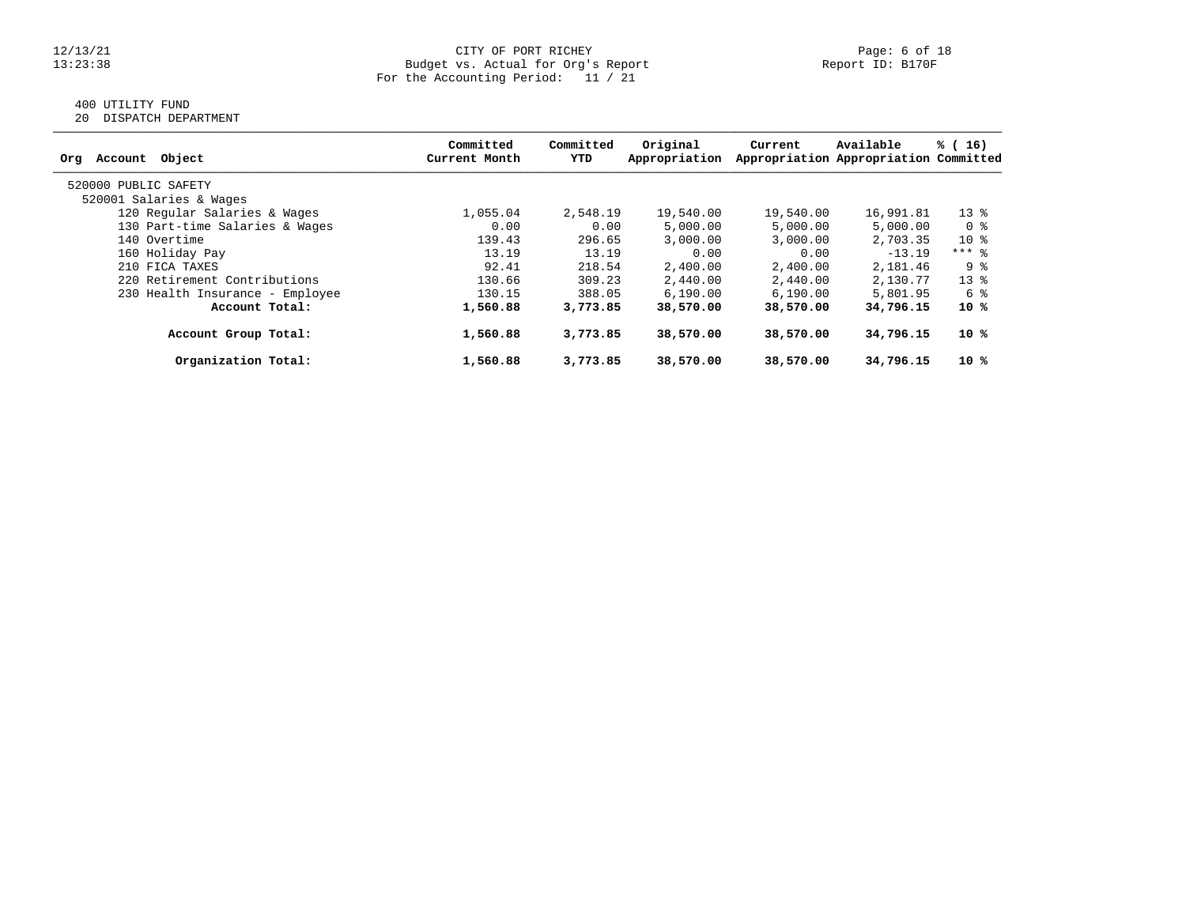CITY OF PORT RICHEY
Budget vs. Actual for Org's Report
For the Accounting Period: 11 / 21

400 UTILITY FUND
20 DISPATCH DEPARTMENT

| Org Account Object | Committed Current Month | Committed YTD | Original Appropriation | Current Appropriation | Available Appropriation | % ( 16) Committed |
|---|---|---|---|---|---|---|
| 520000 PUBLIC SAFETY | | | | | | |
| 520001 Salaries & Wages | | | | | | |
| 120 Regular Salaries & Wages | 1,055.04 | 2,548.19 | 19,540.00 | 19,540.00 | 16,991.81 | 13 % |
| 130 Part-time Salaries & Wages | 0.00 | 0.00 | 5,000.00 | 5,000.00 | 5,000.00 | 0 % |
| 140 Overtime | 139.43 | 296.65 | 3,000.00 | 3,000.00 | 2,703.35 | 10 % |
| 160 Holiday Pay | 13.19 | 13.19 | 0.00 | 0.00 | -13.19 | *** % |
| 210 FICA TAXES | 92.41 | 218.54 | 2,400.00 | 2,400.00 | 2,181.46 | 9 % |
| 220 Retirement Contributions | 130.66 | 309.23 | 2,440.00 | 2,440.00 | 2,130.77 | 13 % |
| 230 Health Insurance - Employee | 130.15 | 388.05 | 6,190.00 | 6,190.00 | 5,801.95 | 6 % |
| **Account Total:** | **1,560.88** | **3,773.85** | **38,570.00** | **38,570.00** | **34,796.15** | **10 %** |
| **Account Group Total:** | **1,560.88** | **3,773.85** | **38,570.00** | **38,570.00** | **34,796.15** | **10 %** |
| **Organization Total:** | **1,560.88** | **3,773.85** | **38,570.00** | **38,570.00** | **34,796.15** | **10 %** |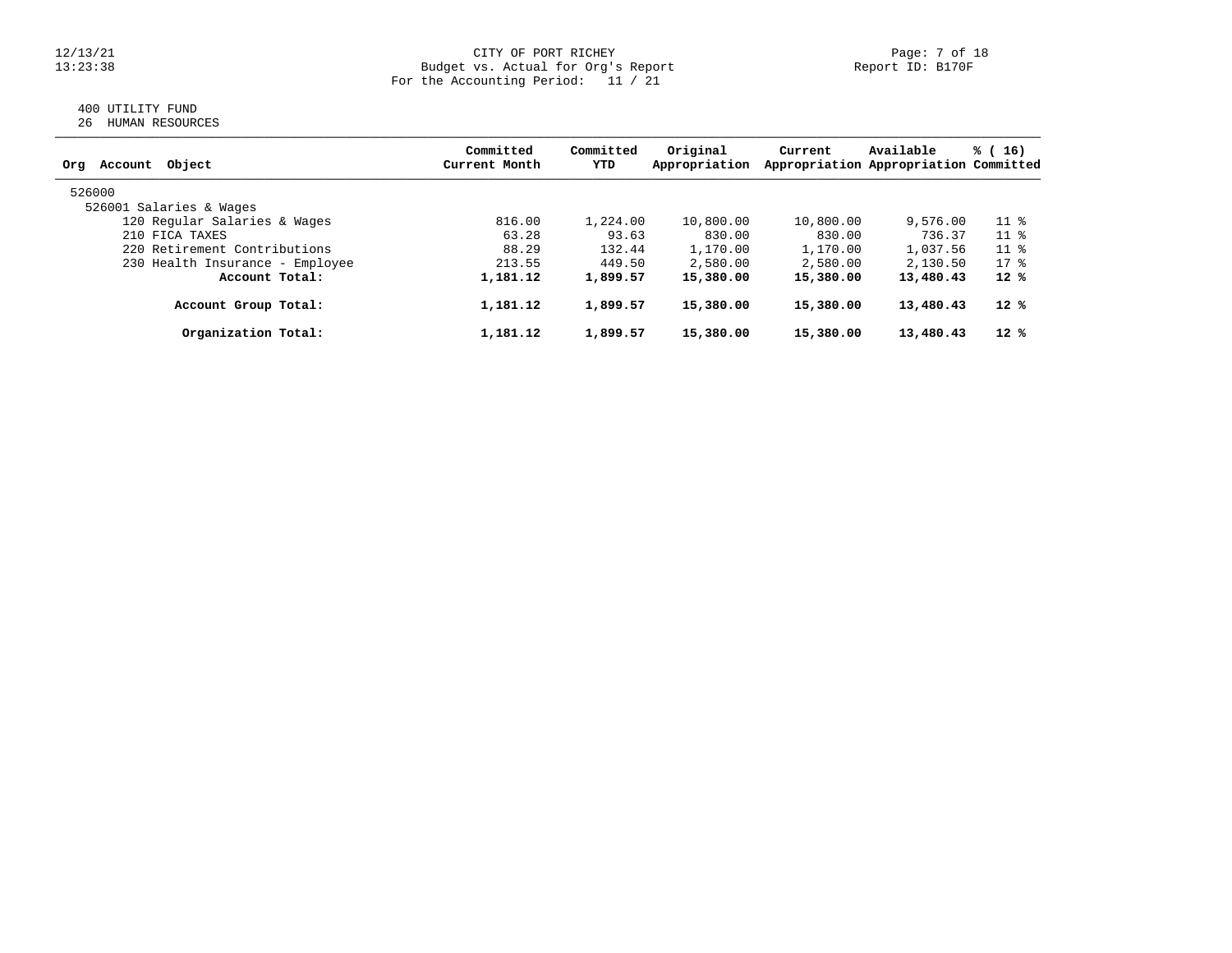CITY OF PORT RICHEY
Budget vs. Actual for Org's Report
For the Accounting Period: 11 / 21

400 UTILITY FUND
26 HUMAN RESOURCES

| Org Account Object | Committed Current Month | Committed YTD | Original Appropriation | Current Appropriation | Available Appropriation | % ( 16) Committed |
|---|---|---|---|---|---|---|
| 526000 | | | | | | |
| 526001 Salaries & Wages | | | | | | |
| 120 Regular Salaries & Wages | 816.00 | 1,224.00 | 10,800.00 | 10,800.00 | 9,576.00 | 11 % |
| 210 FICA TAXES | 63.28 | 93.63 | 830.00 | 830.00 | 736.37 | 11 % |
| 220 Retirement Contributions | 88.29 | 132.44 | 1,170.00 | 1,170.00 | 1,037.56 | 11 % |
| 230 Health Insurance - Employee | 213.55 | 449.50 | 2,580.00 | 2,580.00 | 2,130.50 | 17 % |
| **Account Total:** | **1,181.12** | **1,899.57** | **15,380.00** | **15,380.00** | **13,480.43** | **12 %** |
| **Account Group Total:** | **1,181.12** | **1,899.57** | **15,380.00** | **15,380.00** | **13,480.43** | **12 %** |
| **Organization Total:** | **1,181.12** | **1,899.57** | **15,380.00** | **15,380.00** | **13,480.43** | **12 %** |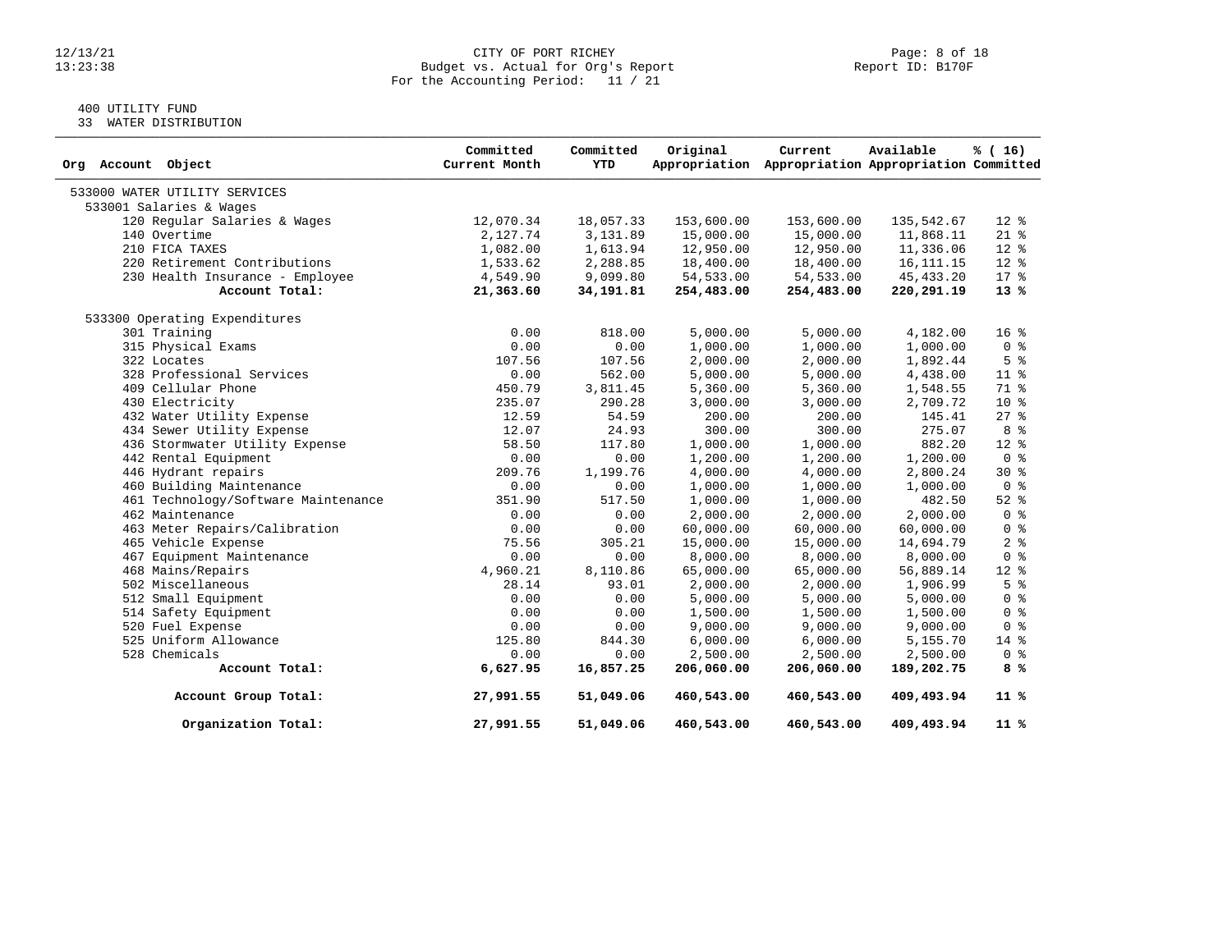CITY OF PORT RICHEY
Budget vs. Actual for Org's Report
For the Accounting Period: 11 / 21

Report ID: B170F

400 UTILITY FUND
33 WATER DISTRIBUTION

| Org Account Object | Committed Current Month | Committed YTD | Original Appropriation | Current Appropriation | Available Appropriation | % ( 16) Committed |
|---|---|---|---|---|---|---|
| 533000 WATER UTILITY SERVICES | | | | | | |
| 533001 Salaries & Wages | | | | | | |
| 120 Regular Salaries & Wages | 12,070.34 | 18,057.33 | 153,600.00 | 153,600.00 | 135,542.67 | 12 % |
| 140 Overtime | 2,127.74 | 3,131.89 | 15,000.00 | 15,000.00 | 11,868.11 | 21 % |
| 210 FICA TAXES | 1,082.00 | 1,613.94 | 12,950.00 | 12,950.00 | 11,336.06 | 12 % |
| 220 Retirement Contributions | 1,533.62 | 2,288.85 | 18,400.00 | 18,400.00 | 16,111.15 | 12 % |
| 230 Health Insurance - Employee | 4,549.90 | 9,099.80 | 54,533.00 | 54,533.00 | 45,433.20 | 17 % |
| **Account Total:** | **21,363.60** | **34,191.81** | **254,483.00** | **254,483.00** | **220,291.19** | **13 %** |
| 533300 Operating Expenditures | | | | | | |
| 301 Training | 0.00 | 818.00 | 5,000.00 | 5,000.00 | 4,182.00 | 16 % |
| 315 Physical Exams | 0.00 | 0.00 | 1,000.00 | 1,000.00 | 1,000.00 | 0 % |
| 322 Locates | 107.56 | 107.56 | 2,000.00 | 2,000.00 | 1,892.44 | 5 % |
| 328 Professional Services | 0.00 | 562.00 | 5,000.00 | 5,000.00 | 4,438.00 | 11 % |
| 409 Cellular Phone | 450.79 | 3,811.45 | 5,360.00 | 5,360.00 | 1,548.55 | 71 % |
| 430 Electricity | 235.07 | 290.28 | 3,000.00 | 3,000.00 | 2,709.72 | 10 % |
| 432 Water Utility Expense | 12.59 | 54.59 | 200.00 | 200.00 | 145.41 | 27 % |
| 434 Sewer Utility Expense | 12.07 | 24.93 | 300.00 | 300.00 | 275.07 | 8 % |
| 436 Stormwater Utility Expense | 58.50 | 117.80 | 1,000.00 | 1,000.00 | 882.20 | 12 % |
| 442 Rental Equipment | 0.00 | 0.00 | 1,200.00 | 1,200.00 | 1,200.00 | 0 % |
| 446 Hydrant repairs | 209.76 | 1,199.76 | 4,000.00 | 4,000.00 | 2,800.24 | 30 % |
| 460 Building Maintenance | 0.00 | 0.00 | 1,000.00 | 1,000.00 | 1,000.00 | 0 % |
| 461 Technology/Software Maintenance | 351.90 | 517.50 | 1,000.00 | 1,000.00 | 482.50 | 52 % |
| 462 Maintenance | 0.00 | 0.00 | 2,000.00 | 2,000.00 | 2,000.00 | 0 % |
| 463 Meter Repairs/Calibration | 0.00 | 0.00 | 60,000.00 | 60,000.00 | 60,000.00 | 0 % |
| 465 Vehicle Expense | 75.56 | 305.21 | 15,000.00 | 15,000.00 | 14,694.79 | 2 % |
| 467 Equipment Maintenance | 0.00 | 0.00 | 8,000.00 | 8,000.00 | 8,000.00 | 0 % |
| 468 Mains/Repairs | 4,960.21 | 8,110.86 | 65,000.00 | 65,000.00 | 56,889.14 | 12 % |
| 502 Miscellaneous | 28.14 | 93.01 | 2,000.00 | 2,000.00 | 1,906.99 | 5 % |
| 512 Small Equipment | 0.00 | 0.00 | 5,000.00 | 5,000.00 | 5,000.00 | 0 % |
| 514 Safety Equipment | 0.00 | 0.00 | 1,500.00 | 1,500.00 | 1,500.00 | 0 % |
| 520 Fuel Expense | 0.00 | 0.00 | 9,000.00 | 9,000.00 | 9,000.00 | 0 % |
| 525 Uniform Allowance | 125.80 | 844.30 | 6,000.00 | 6,000.00 | 5,155.70 | 14 % |
| 528 Chemicals | 0.00 | 0.00 | 2,500.00 | 2,500.00 | 2,500.00 | 0 % |
| **Account Total:** | **6,627.95** | **16,857.25** | **206,060.00** | **206,060.00** | **189,202.75** | **8 %** |
| **Account Group Total:** | **27,991.55** | **51,049.06** | **460,543.00** | **460,543.00** | **409,493.94** | **11 %** |
| **Organization Total:** | **27,991.55** | **51,049.06** | **460,543.00** | **460,543.00** | **409,493.94** | **11 %** |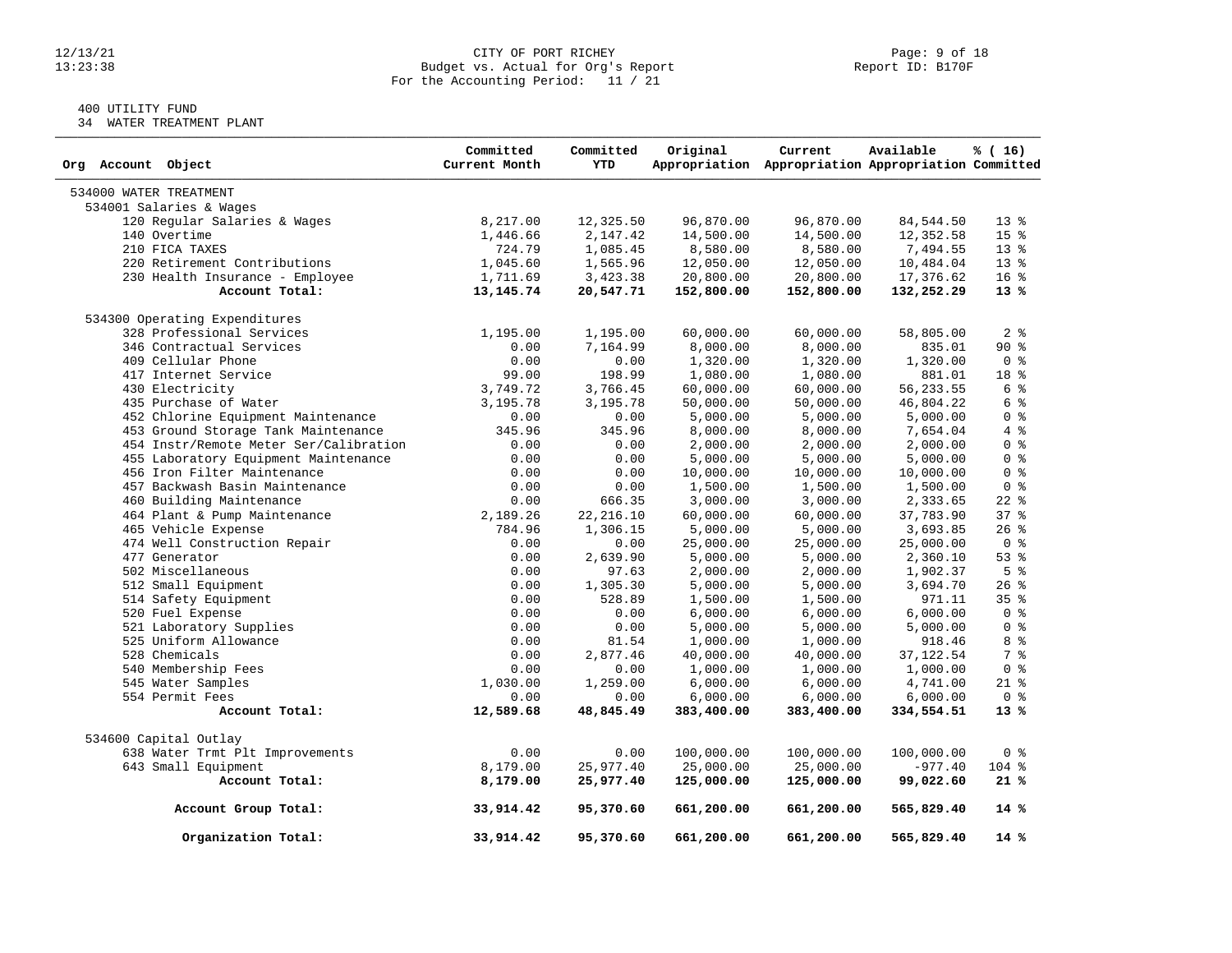CITY OF PORT RICHEY
Budget vs. Actual for Org's Report
For the Accounting Period: 11 / 21

400 UTILITY FUND
34 WATER TREATMENT PLANT

| Org Account Object | Committed Current Month | Committed YTD | Original Appropriation | Current Appropriation | Available Appropriation | % ( 16) Committed |
|---|---|---|---|---|---|---|
| 534000 WATER TREATMENT | | | | | | |
| 534001 Salaries & Wages | | | | | | |
| 120 Regular Salaries & Wages | 8,217.00 | 12,325.50 | 96,870.00 | 96,870.00 | 84,544.50 | 13 % |
| 140 Overtime | 1,446.66 | 2,147.42 | 14,500.00 | 14,500.00 | 12,352.58 | 15 % |
| 210 FICA TAXES | 724.79 | 1,085.45 | 8,580.00 | 8,580.00 | 7,494.55 | 13 % |
| 220 Retirement Contributions | 1,045.60 | 1,565.96 | 12,050.00 | 12,050.00 | 10,484.04 | 13 % |
| 230 Health Insurance - Employee | 1,711.69 | 3,423.38 | 20,800.00 | 20,800.00 | 17,376.62 | 16 % |
| **Account Total:** | **13,145.74** | **20,547.71** | **152,800.00** | **152,800.00** | **132,252.29** | **13 %** |
| 534300 Operating Expenditures | | | | | | |
| 328 Professional Services | 1,195.00 | 1,195.00 | 60,000.00 | 60,000.00 | 58,805.00 | 2 % |
| 346 Contractual Services | 0.00 | 7,164.99 | 8,000.00 | 8,000.00 | 835.01 | 90 % |
| 409 Cellular Phone | 0.00 | 0.00 | 1,320.00 | 1,320.00 | 1,320.00 | 0 % |
| 417 Internet Service | 99.00 | 198.99 | 1,080.00 | 1,080.00 | 881.01 | 18 % |
| 430 Electricity | 3,749.72 | 3,766.45 | 60,000.00 | 60,000.00 | 56,233.55 | 6 % |
| 435 Purchase of Water | 3,195.78 | 3,195.78 | 50,000.00 | 50,000.00 | 46,804.22 | 6 % |
| 452 Chlorine Equipment Maintenance | 0.00 | 0.00 | 5,000.00 | 5,000.00 | 5,000.00 | 0 % |
| 453 Ground Storage Tank Maintenance | 345.96 | 345.96 | 8,000.00 | 8,000.00 | 7,654.04 | 4 % |
| 454 Instr/Remote Meter Ser/Calibration | 0.00 | 0.00 | 2,000.00 | 2,000.00 | 2,000.00 | 0 % |
| 455 Laboratory Equipment Maintenance | 0.00 | 0.00 | 5,000.00 | 5,000.00 | 5,000.00 | 0 % |
| 456 Iron Filter Maintenance | 0.00 | 0.00 | 10,000.00 | 10,000.00 | 10,000.00 | 0 % |
| 457 Backwash Basin Maintenance | 0.00 | 0.00 | 1,500.00 | 1,500.00 | 1,500.00 | 0 % |
| 460 Building Maintenance | 0.00 | 666.35 | 3,000.00 | 3,000.00 | 2,333.65 | 22 % |
| 464 Plant & Pump Maintenance | 2,189.26 | 22,216.10 | 60,000.00 | 60,000.00 | 37,783.90 | 37 % |
| 465 Vehicle Expense | 784.96 | 1,306.15 | 5,000.00 | 5,000.00 | 3,693.85 | 26 % |
| 474 Well Construction Repair | 0.00 | 0.00 | 25,000.00 | 25,000.00 | 25,000.00 | 0 % |
| 477 Generator | 0.00 | 2,639.90 | 5,000.00 | 5,000.00 | 2,360.10 | 53 % |
| 502 Miscellaneous | 0.00 | 97.63 | 2,000.00 | 2,000.00 | 1,902.37 | 5 % |
| 512 Small Equipment | 0.00 | 1,305.30 | 5,000.00 | 5,000.00 | 3,694.70 | 26 % |
| 514 Safety Equipment | 0.00 | 528.89 | 1,500.00 | 1,500.00 | 971.11 | 35 % |
| 520 Fuel Expense | 0.00 | 0.00 | 6,000.00 | 6,000.00 | 6,000.00 | 0 % |
| 521 Laboratory Supplies | 0.00 | 0.00 | 5,000.00 | 5,000.00 | 5,000.00 | 0 % |
| 525 Uniform Allowance | 0.00 | 81.54 | 1,000.00 | 1,000.00 | 918.46 | 8 % |
| 528 Chemicals | 0.00 | 2,877.46 | 40,000.00 | 40,000.00 | 37,122.54 | 7 % |
| 540 Membership Fees | 0.00 | 0.00 | 1,000.00 | 1,000.00 | 1,000.00 | 0 % |
| 545 Water Samples | 1,030.00 | 1,259.00 | 6,000.00 | 6,000.00 | 4,741.00 | 21 % |
| 554 Permit Fees | 0.00 | 0.00 | 6,000.00 | 6,000.00 | 6,000.00 | 0 % |
| **Account Total:** | **12,589.68** | **48,845.49** | **383,400.00** | **383,400.00** | **334,554.51** | **13 %** |
| 534600 Capital Outlay | | | | | | |
| 638 Water Trmt Plt Improvements | 0.00 | 0.00 | 100,000.00 | 100,000.00 | 100,000.00 | 0 % |
| 643 Small Equipment | 8,179.00 | 25,977.40 | 25,000.00 | 25,000.00 | -977.40 | 104 % |
| **Account Total:** | **8,179.00** | **25,977.40** | **125,000.00** | **125,000.00** | **99,022.60** | **21 %** |
| **Account Group Total:** | **33,914.42** | **95,370.60** | **661,200.00** | **661,200.00** | **565,829.40** | **14 %** |
| **Organization Total:** | **33,914.42** | **95,370.60** | **661,200.00** | **661,200.00** | **565,829.40** | **14 %** |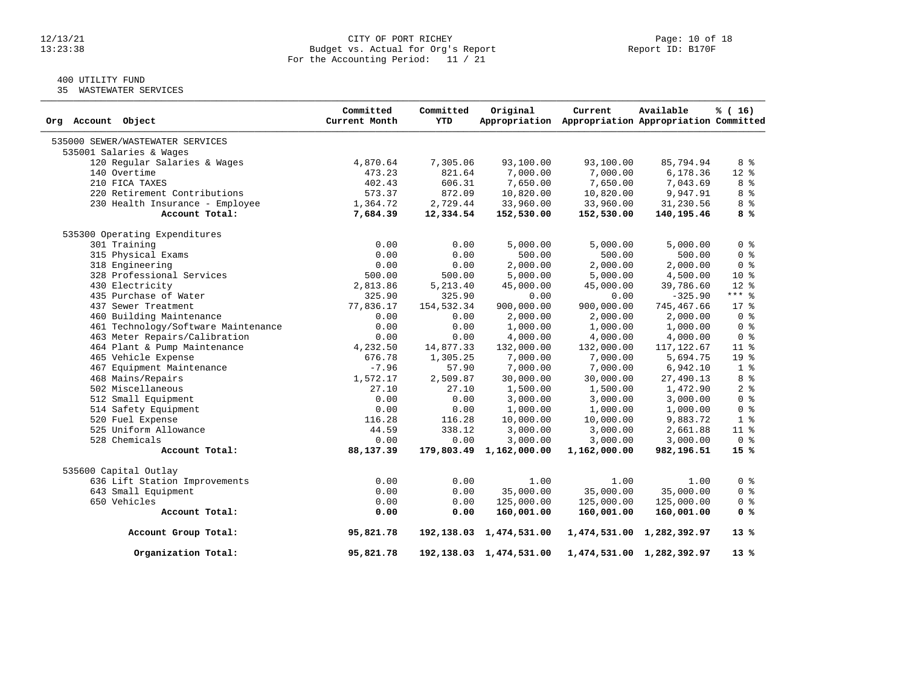CITY OF PORT RICHEY
Budget vs. Actual for Org's Report
For the Accounting Period: 11 / 21

400 UTILITY FUND
35 WASTEWATER SERVICES

| Org Account Object | Committed Current Month | Committed YTD | Original Appropriation | Current Appropriation | Available Appropriation | % ( 16) Committed |
|---|---|---|---|---|---|---|
| 535000 SEWER/WASTEWATER SERVICES | | | | | | |
| 535001 Salaries & Wages | | | | | | |
| 120 Regular Salaries & Wages | 4,870.64 | 7,305.06 | 93,100.00 | 93,100.00 | 85,794.94 | 8 % |
| 140 Overtime | 473.23 | 821.64 | 7,000.00 | 7,000.00 | 6,178.36 | 12 % |
| 210 FICA TAXES | 402.43 | 606.31 | 7,650.00 | 7,650.00 | 7,043.69 | 8 % |
| 220 Retirement Contributions | 573.37 | 872.09 | 10,820.00 | 10,820.00 | 9,947.91 | 8 % |
| 230 Health Insurance - Employee | 1,364.72 | 2,729.44 | 33,960.00 | 33,960.00 | 31,230.56 | 8 % |
| **Account Total:** | **7,684.39** | **12,334.54** | **152,530.00** | **152,530.00** | **140,195.46** | **8 %** |
| 535300 Operating Expenditures | | | | | | |
| 301 Training | 0.00 | 0.00 | 5,000.00 | 5,000.00 | 5,000.00 | 0 % |
| 315 Physical Exams | 0.00 | 0.00 | 500.00 | 500.00 | 500.00 | 0 % |
| 318 Engineering | 0.00 | 0.00 | 2,000.00 | 2,000.00 | 2,000.00 | 0 % |
| 328 Professional Services | 500.00 | 500.00 | 5,000.00 | 5,000.00 | 4,500.00 | 10 % |
| 430 Electricity | 2,813.86 | 5,213.40 | 45,000.00 | 45,000.00 | 39,786.60 | 12 % |
| 435 Purchase of Water | 325.90 | 325.90 | 0.00 | 0.00 | -325.90 | *** % |
| 437 Sewer Treatment | 77,836.17 | 154,532.34 | 900,000.00 | 900,000.00 | 745,467.66 | 17 % |
| 460 Building Maintenance | 0.00 | 0.00 | 2,000.00 | 2,000.00 | 2,000.00 | 0 % |
| 461 Technology/Software Maintenance | 0.00 | 0.00 | 1,000.00 | 1,000.00 | 1,000.00 | 0 % |
| 463 Meter Repairs/Calibration | 0.00 | 0.00 | 4,000.00 | 4,000.00 | 4,000.00 | 0 % |
| 464 Plant & Pump Maintenance | 4,232.50 | 14,877.33 | 132,000.00 | 132,000.00 | 117,122.67 | 11 % |
| 465 Vehicle Expense | 676.78 | 1,305.25 | 7,000.00 | 7,000.00 | 5,694.75 | 19 % |
| 467 Equipment Maintenance | -7.96 | 57.90 | 7,000.00 | 7,000.00 | 6,942.10 | 1 % |
| 468 Mains/Repairs | 1,572.17 | 2,509.87 | 30,000.00 | 30,000.00 | 27,490.13 | 8 % |
| 502 Miscellaneous | 27.10 | 27.10 | 1,500.00 | 1,500.00 | 1,472.90 | 2 % |
| 512 Small Equipment | 0.00 | 0.00 | 3,000.00 | 3,000.00 | 3,000.00 | 0 % |
| 514 Safety Equipment | 0.00 | 0.00 | 1,000.00 | 1,000.00 | 1,000.00 | 0 % |
| 520 Fuel Expense | 116.28 | 116.28 | 10,000.00 | 10,000.00 | 9,883.72 | 1 % |
| 525 Uniform Allowance | 44.59 | 338.12 | 3,000.00 | 3,000.00 | 2,661.88 | 11 % |
| 528 Chemicals | 0.00 | 0.00 | 3,000.00 | 3,000.00 | 3,000.00 | 0 % |
| **Account Total:** | **88,137.39** | **179,803.49** | **1,162,000.00** | **1,162,000.00** | **982,196.51** | **15 %** |
| 535600 Capital Outlay | | | | | | |
| 636 Lift Station Improvements | 0.00 | 0.00 | 1.00 | 1.00 | 1.00 | 0 % |
| 643 Small Equipment | 0.00 | 0.00 | 35,000.00 | 35,000.00 | 35,000.00 | 0 % |
| 650 Vehicles | 0.00 | 0.00 | 125,000.00 | 125,000.00 | 125,000.00 | 0 % |
| **Account Total:** | **0.00** | **0.00** | **160,001.00** | **160,001.00** | **160,001.00** | **0 %** |
| **Account Group Total:** | **95,821.78** | **192,138.03** | **1,474,531.00** | **1,474,531.00** | **1,282,392.97** | **13 %** |
| **Organization Total:** | **95,821.78** | **192,138.03** | **1,474,531.00** | **1,474,531.00** | **1,282,392.97** | **13 %** |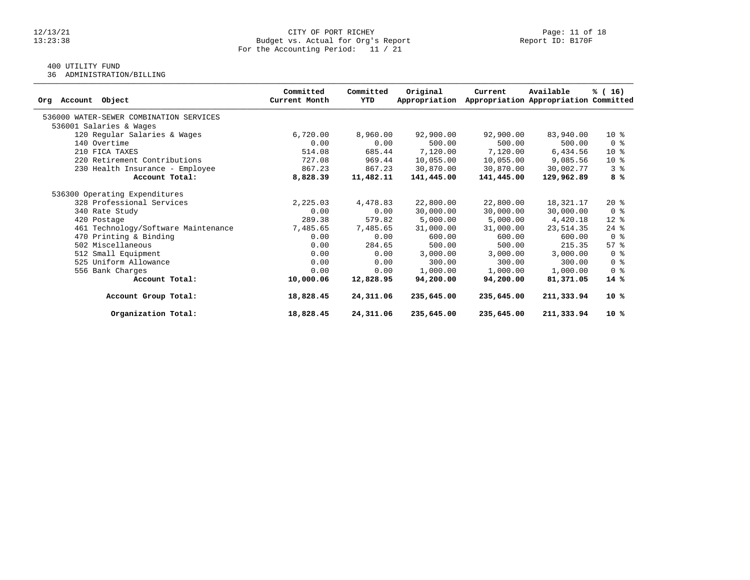CITY OF PORT RICHEY
Budget vs. Actual for Org's Report
For the Accounting Period: 11 / 21

400 UTILITY FUND
36 ADMINISTRATION/BILLING

| Org Account Object | Committed Current Month | Committed YTD | Original Appropriation | Current Appropriation | Available Appropriation | % ( 16) Committed |
|---|---|---|---|---|---|---|
| 536000 WATER-SEWER COMBINATION SERVICES | | | | | | |
| 536001 Salaries & Wages | | | | | | |
| 120 Regular Salaries & Wages | 6,720.00 | 8,960.00 | 92,900.00 | 92,900.00 | 83,940.00 | 10 % |
| 140 Overtime | 0.00 | 0.00 | 500.00 | 500.00 | 500.00 | 0 % |
| 210 FICA TAXES | 514.08 | 685.44 | 7,120.00 | 7,120.00 | 6,434.56 | 10 % |
| 220 Retirement Contributions | 727.08 | 969.44 | 10,055.00 | 10,055.00 | 9,085.56 | 10 % |
| 230 Health Insurance - Employee | 867.23 | 867.23 | 30,870.00 | 30,870.00 | 30,002.77 | 3 % |
| **Account Total:** | **8,828.39** | **11,482.11** | **141,445.00** | **141,445.00** | **129,962.89** | **8 %** |
| 536300 Operating Expenditures | | | | | | |
| 328 Professional Services | 2,225.03 | 4,478.83 | 22,800.00 | 22,800.00 | 18,321.17 | 20 % |
| 340 Rate Study | 0.00 | 0.00 | 30,000.00 | 30,000.00 | 30,000.00 | 0 % |
| 420 Postage | 289.38 | 579.82 | 5,000.00 | 5,000.00 | 4,420.18 | 12 % |
| 461 Technology/Software Maintenance | 7,485.65 | 7,485.65 | 31,000.00 | 31,000.00 | 23,514.35 | 24 % |
| 470 Printing & Binding | 0.00 | 0.00 | 600.00 | 600.00 | 600.00 | 0 % |
| 502 Miscellaneous | 0.00 | 284.65 | 500.00 | 500.00 | 215.35 | 57 % |
| 512 Small Equipment | 0.00 | 0.00 | 3,000.00 | 3,000.00 | 3,000.00 | 0 % |
| 525 Uniform Allowance | 0.00 | 0.00 | 300.00 | 300.00 | 300.00 | 0 % |
| 556 Bank Charges | 0.00 | 0.00 | 1,000.00 | 1,000.00 | 1,000.00 | 0 % |
| **Account Total:** | **10,000.06** | **12,828.95** | **94,200.00** | **94,200.00** | **81,371.05** | **14 %** |
| **Account Group Total:** | **18,828.45** | **24,311.06** | **235,645.00** | **235,645.00** | **211,333.94** | **10 %** |
| **Organization Total:** | **18,828.45** | **24,311.06** | **235,645.00** | **235,645.00** | **211,333.94** | **10 %** |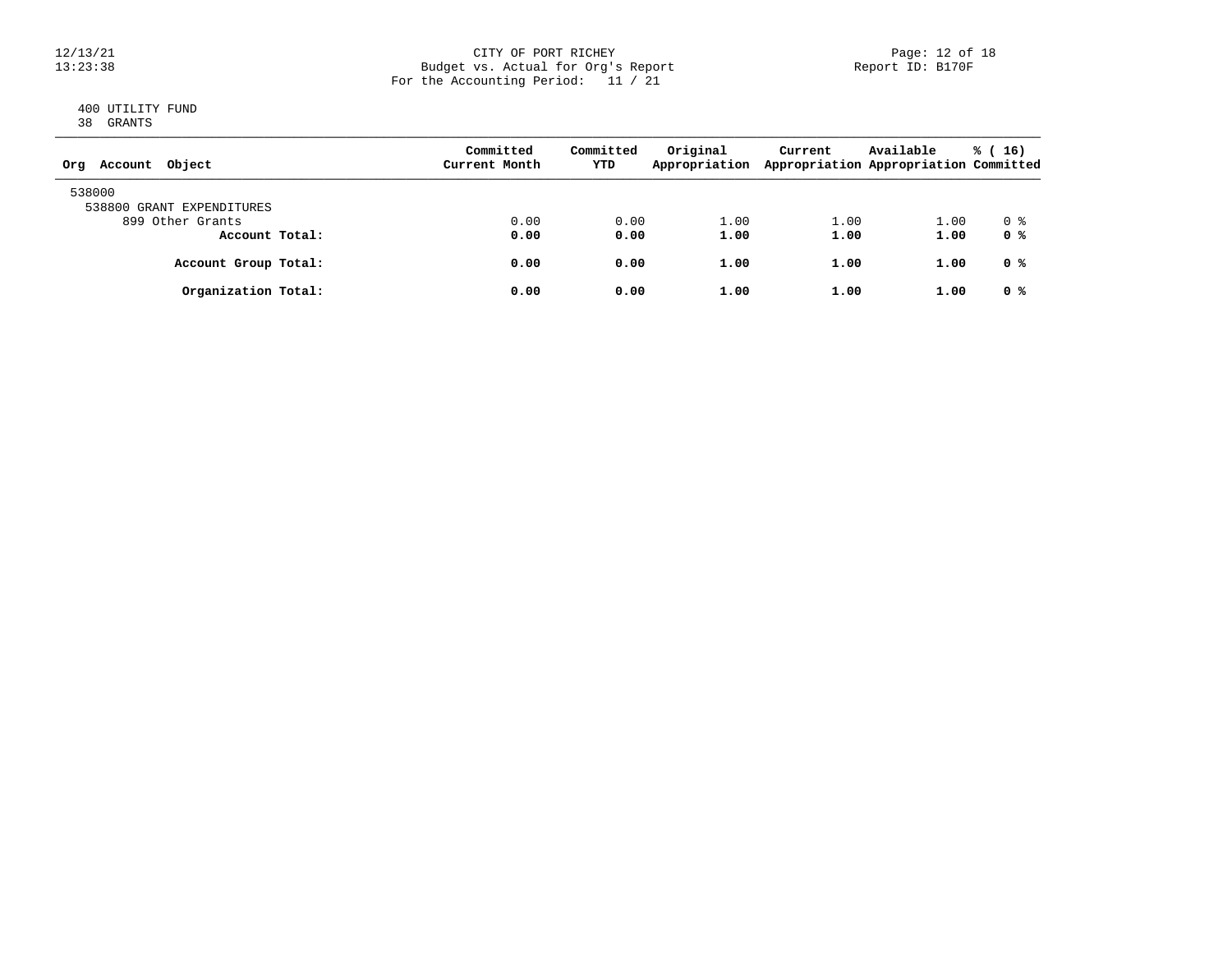CITY OF PORT RICHEY
Budget vs. Actual for Org's Report
For the Accounting Period: 11 / 21

400 UTILITY FUND
38 GRANTS

| Org Account Object | Committed Current Month | Committed YTD | Original Appropriation | Current Appropriation | Available Appropriation | % ( 16) Committed |
|---|---|---|---|---|---|---|
| 538000 | | | | | | |
| 538800 GRANT EXPENDITURES | | | | | | |
| 899 Other Grants | 0.00 | 0.00 | 1.00 | 1.00 | 1.00 | 0 % |
| **Account Total:** | **0.00** | **0.00** | **1.00** | **1.00** | **1.00** | **0 %** |
| **Account Group Total:** | **0.00** | **0.00** | **1.00** | **1.00** | **1.00** | **0 %** |
| **Organization Total:** | **0.00** | **0.00** | **1.00** | **1.00** | **1.00** | **0 %** |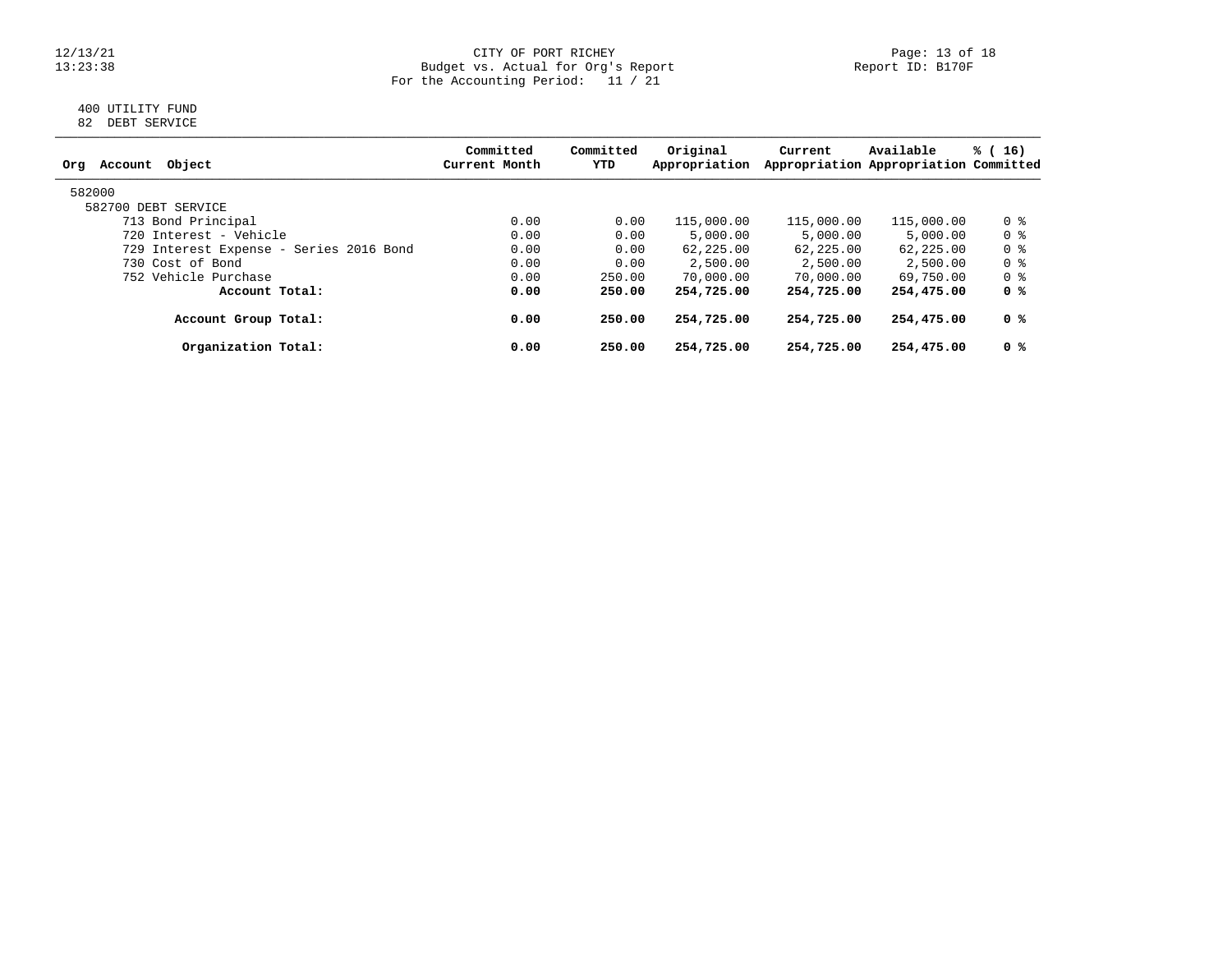# CITY OF PORT RICHEY

Budget vs. Actual for Org's Report

For the Accounting Period: 11 / 21

Report ID: B170F

12/13/21
13:23:38

400 UTILITY FUND
82 DEBT SERVICE

| Org Account Object | Committed Current Month | Committed YTD | Original Appropriation | Current Appropriation | Available Appropriation | % ( 16) Committed |
|---|---|---|---|---|---|---|
| 582000 | | | | | | |
| 582700 DEBT SERVICE | | | | | | |
| 713 Bond Principal | 0.00 | 0.00 | 115,000.00 | 115,000.00 | 115,000.00 | 0 % |
| 720 Interest - Vehicle | 0.00 | 0.00 | 5,000.00 | 5,000.00 | 5,000.00 | 0 % |
| 729 Interest Expense - Series 2016 Bond | 0.00 | 0.00 | 62,225.00 | 62,225.00 | 62,225.00 | 0 % |
| 730 Cost of Bond | 0.00 | 0.00 | 2,500.00 | 2,500.00 | 2,500.00 | 0 % |
| 752 Vehicle Purchase | 0.00 | 250.00 | 70,000.00 | 70,000.00 | 69,750.00 | 0 % |
| **Account Total:** | **0.00** | **250.00** | **254,725.00** | **254,725.00** | **254,475.00** | **0 %** |
| **Account Group Total:** | **0.00** | **250.00** | **254,725.00** | **254,725.00** | **254,475.00** | **0 %** |
| **Organization Total:** | **0.00** | **250.00** | **254,725.00** | **254,725.00** | **254,475.00** | **0 %** |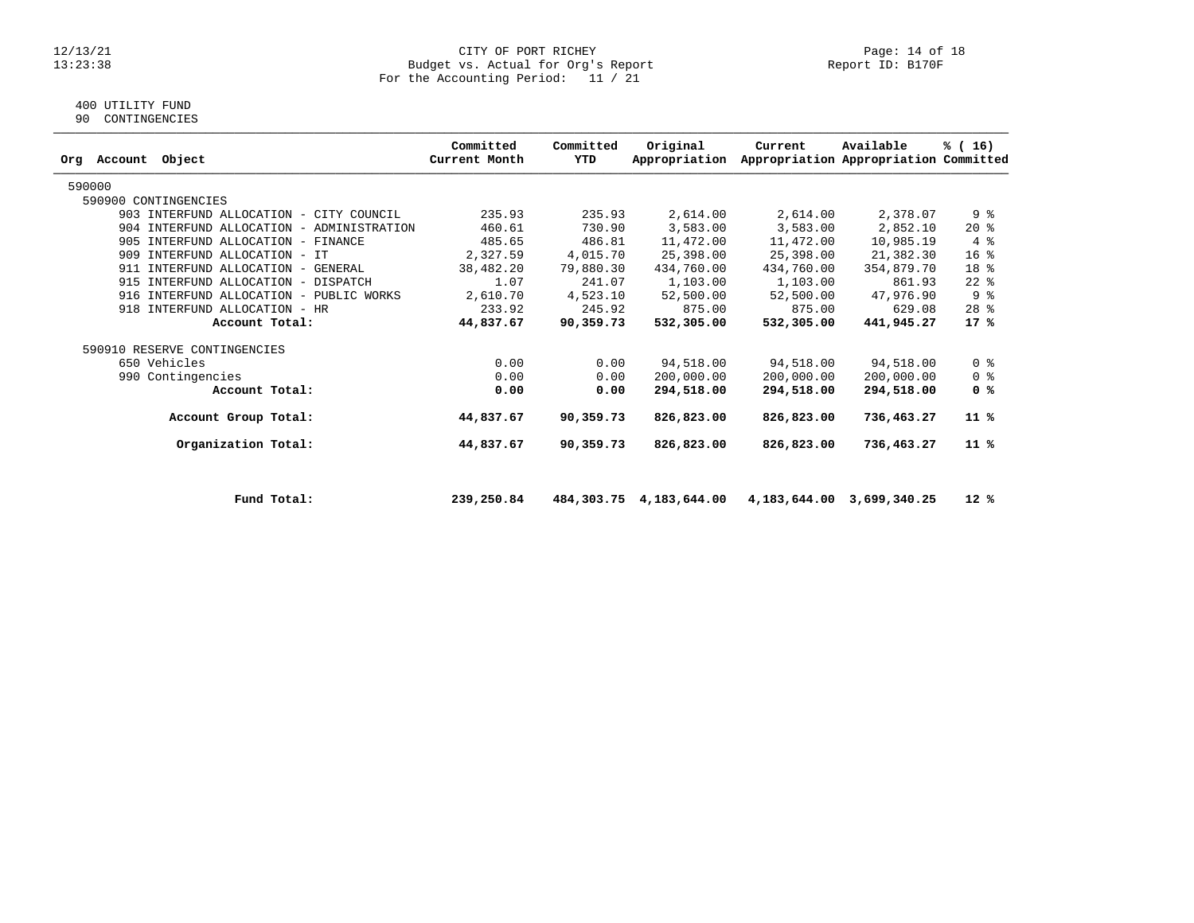CITY OF PORT RICHEY
Budget vs. Actual for Org's Report
For the Accounting Period: 11 / 21

12/13/21
13:23:38

Report ID: B170F

400 UTILITY FUND
90 CONTINGENCIES

| Org Account Object | Committed Current Month | Committed YTD | Original Appropriation | Current Appropriation | Available Appropriation | % ( 16) Committed |
|---|---|---|---|---|---|---|
| 590000 | | | | | | |
| 590900 CONTINGENCIES | | | | | | |
| 903 INTERFUND ALLOCATION - CITY COUNCIL | 235.93 | 235.93 | 2,614.00 | 2,614.00 | 2,378.07 | 9 % |
| 904 INTERFUND ALLOCATION - ADMINISTRATION | 460.61 | 730.90 | 3,583.00 | 3,583.00 | 2,852.10 | 20 % |
| 905 INTERFUND ALLOCATION - FINANCE | 485.65 | 486.81 | 11,472.00 | 11,472.00 | 10,985.19 | 4 % |
| 909 INTERFUND ALLOCATION - IT | 2,327.59 | 4,015.70 | 25,398.00 | 25,398.00 | 21,382.30 | 16 % |
| 911 INTERFUND ALLOCATION - GENERAL | 38,482.20 | 79,880.30 | 434,760.00 | 434,760.00 | 354,879.70 | 18 % |
| 915 INTERFUND ALLOCATION - DISPATCH | 1.07 | 241.07 | 1,103.00 | 1,103.00 | 861.93 | 22 % |
| 916 INTERFUND ALLOCATION - PUBLIC WORKS | 2,610.70 | 4,523.10 | 52,500.00 | 52,500.00 | 47,976.90 | 9 % |
| 918 INTERFUND ALLOCATION - HR | 233.92 | 245.92 | 875.00 | 875.00 | 629.08 | 28 % |
| **Account Total:** | **44,837.67** | **90,359.73** | **532,305.00** | **532,305.00** | **441,945.27** | **17 %** |
| 590910 RESERVE CONTINGENCIES | | | | | | |
| 650 Vehicles | 0.00 | 0.00 | 94,518.00 | 94,518.00 | 94,518.00 | 0 % |
| 990 Contingencies | 0.00 | 0.00 | 200,000.00 | 200,000.00 | 200,000.00 | 0 % |
| **Account Total:** | **0.00** | **0.00** | **294,518.00** | **294,518.00** | **294,518.00** | **0 %** |
| **Account Group Total:** | **44,837.67** | **90,359.73** | **826,823.00** | **826,823.00** | **736,463.27** | **11 %** |
| **Organization Total:** | **44,837.67** | **90,359.73** | **826,823.00** | **826,823.00** | **736,463.27** | **11 %** |
| **Fund Total:** | **239,250.84** | **484,303.75** | **4,183,644.00** | **4,183,644.00** | **3,699,340.25** | **12 %** |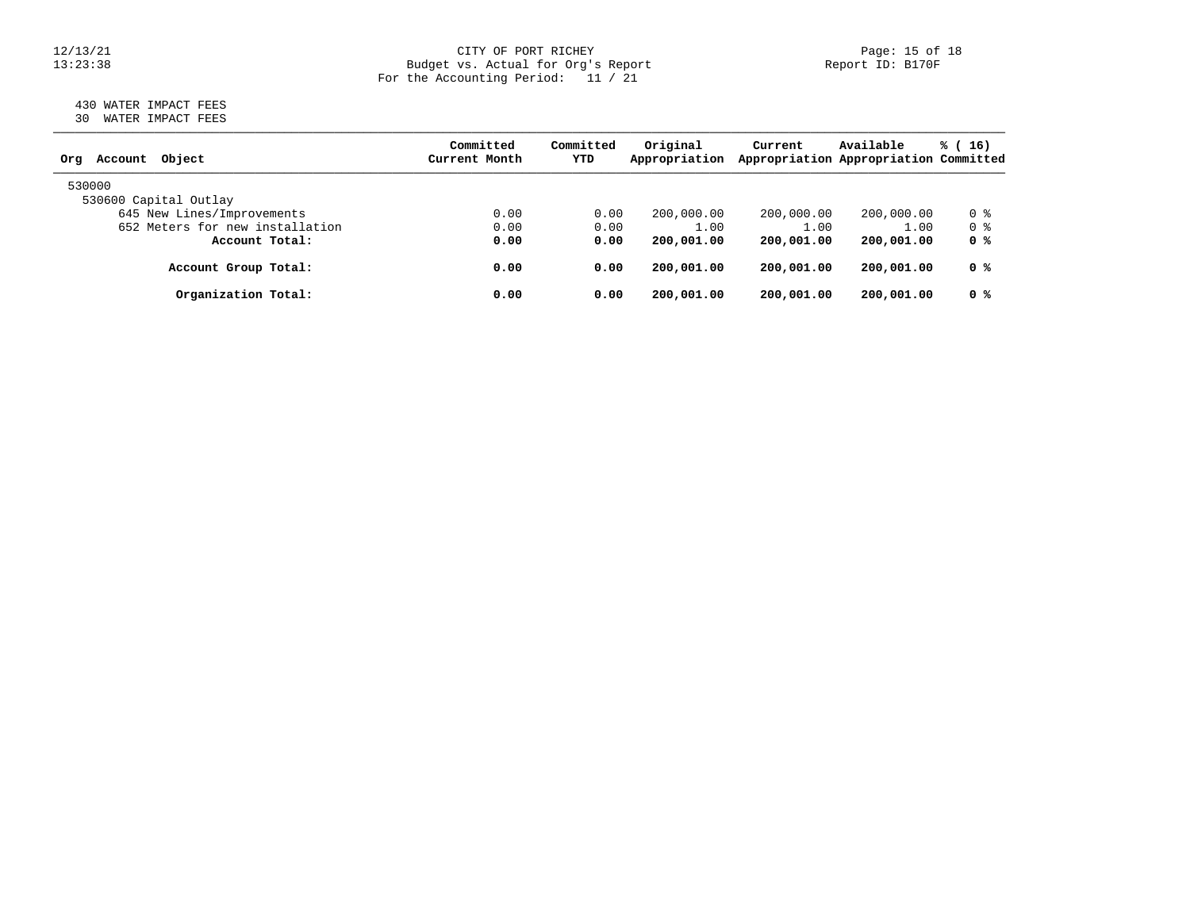CITY OF PORT RICHEY
Budget vs. Actual for Org's Report
For the Accounting Period: 11 / 21

12/13/21
13:23:38

Report ID: B170F

430 WATER IMPACT FEES
30 WATER IMPACT FEES

| Org Account Object | Committed Current Month | Committed YTD | Original Appropriation | Current Appropriation | Available Appropriation | % ( 16) Committed |
|---|---|---|---|---|---|---|
| 530000 | | | | | | |
| 530600 Capital Outlay | | | | | | |
| 645 New Lines/Improvements | 0.00 | 0.00 | 200,000.00 | 200,000.00 | 200,000.00 | 0 % |
| 652 Meters for new installation | 0.00 | 0.00 | 1.00 | 1.00 | 1.00 | 0 % |
| **Account Total:** | **0.00** | **0.00** | **200,001.00** | **200,001.00** | **200,001.00** | **0 %** |
| **Account Group Total:** | **0.00** | **0.00** | **200,001.00** | **200,001.00** | **200,001.00** | **0 %** |
| **Organization Total:** | **0.00** | **0.00** | **200,001.00** | **200,001.00** | **200,001.00** | **0 %** |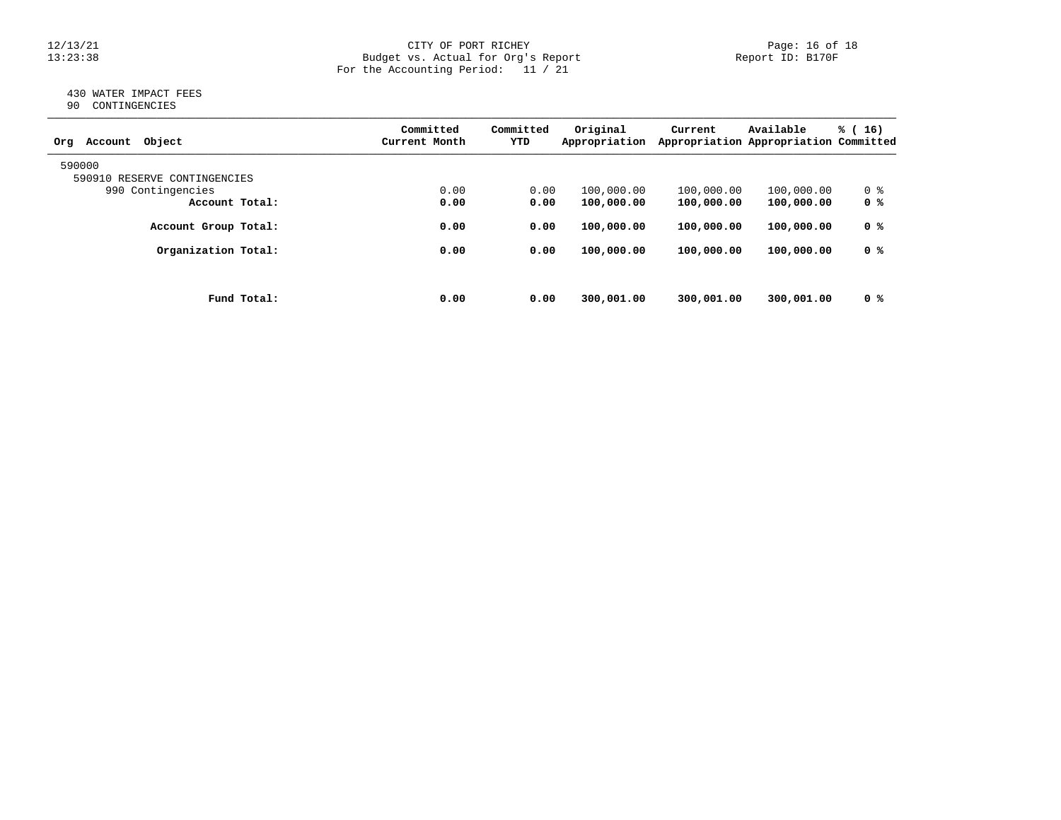430 WATER IMPACT FEES
90 CONTINGENCIES

| Org Account Object | Committed Current Month | Committed YTD | Original Appropriation | Current Appropriation | Available Appropriation | % ( 16) Committed |
|---|---|---|---|---|---|---|
| 590000 | | | | | | |
| 590910 RESERVE CONTINGENCIES | | | | | | |
| 990 Contingencies | 0.00 | 0.00 | 100,000.00 | 100,000.00 | 100,000.00 | 0 % |
| **Account Total:** | **0.00** | **0.00** | **100,000.00** | **100,000.00** | **100,000.00** | **0 %** |
| **Account Group Total:** | **0.00** | **0.00** | **100,000.00** | **100,000.00** | **100,000.00** | **0 %** |
| **Organization Total:** | **0.00** | **0.00** | **100,000.00** | **100,000.00** | **100,000.00** | **0 %** |
| **Fund Total:** | **0.00** | **0.00** | **300,001.00** | **300,001.00** | **300,001.00** | **0 %** |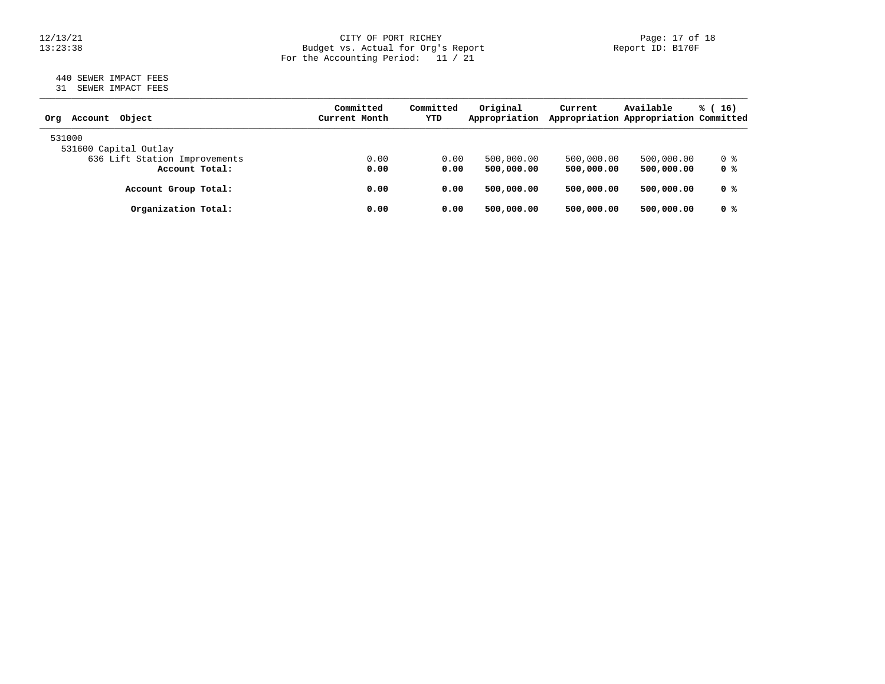440 SEWER IMPACT FEES
31 SEWER IMPACT FEES

| Org Account Object | Committed Current Month | Committed YTD | Original Appropriation | Current Appropriation | Available Appropriation | % ( 16) Committed |
|---|---|---|---|---|---|---|
| 531000 | | | | | | |
| 531600 Capital Outlay | | | | | | |
| 636 Lift Station Improvements | 0.00 | 0.00 | 500,000.00 | 500,000.00 | 500,000.00 | 0 % |
| **Account Total:** | **0.00** | **0.00** | **500,000.00** | **500,000.00** | **500,000.00** | **0 %** |
| **Account Group Total:** | **0.00** | **0.00** | **500,000.00** | **500,000.00** | **500,000.00** | **0 %** |
| **Organization Total:** | **0.00** | **0.00** | **500,000.00** | **500,000.00** | **500,000.00** | **0 %** |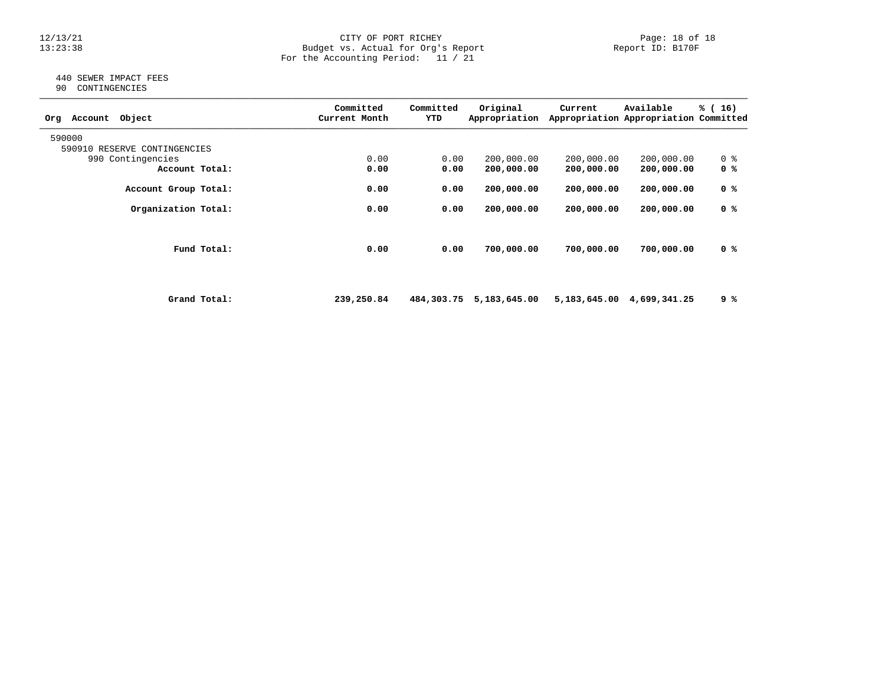CITY OF PORT RICHEY
Budget vs. Actual for Org's Report
For the Accounting Period: 11 / 21

440 SEWER IMPACT FEES
90 CONTINGENCIES

| Org Account Object | Committed Current Month | Committed YTD | Original Appropriation | Current Appropriation | Available Appropriation | % ( 16) Committed |
|---|---|---|---|---|---|---|
| 590000 | | | | | | |
| 590910 RESERVE CONTINGENCIES | | | | | | |
| 990 Contingencies | 0.00 | 0.00 | 200,000.00 | 200,000.00 | 200,000.00 | 0 % |
| **Account Total:** | **0.00** | **0.00** | **200,000.00** | **200,000.00** | **200,000.00** | **0 %** |
| **Account Group Total:** | **0.00** | **0.00** | **200,000.00** | **200,000.00** | **200,000.00** | **0 %** |
| **Organization Total:** | **0.00** | **0.00** | **200,000.00** | **200,000.00** | **200,000.00** | **0 %** |
| **Fund Total:** | **0.00** | **0.00** | **700,000.00** | **700,000.00** | **700,000.00** | **0 %** |
| **Grand Total:** | **239,250.84** | **484,303.75** | **5,183,645.00** | **5,183,645.00** | **4,699,341.25** | **9 %** |